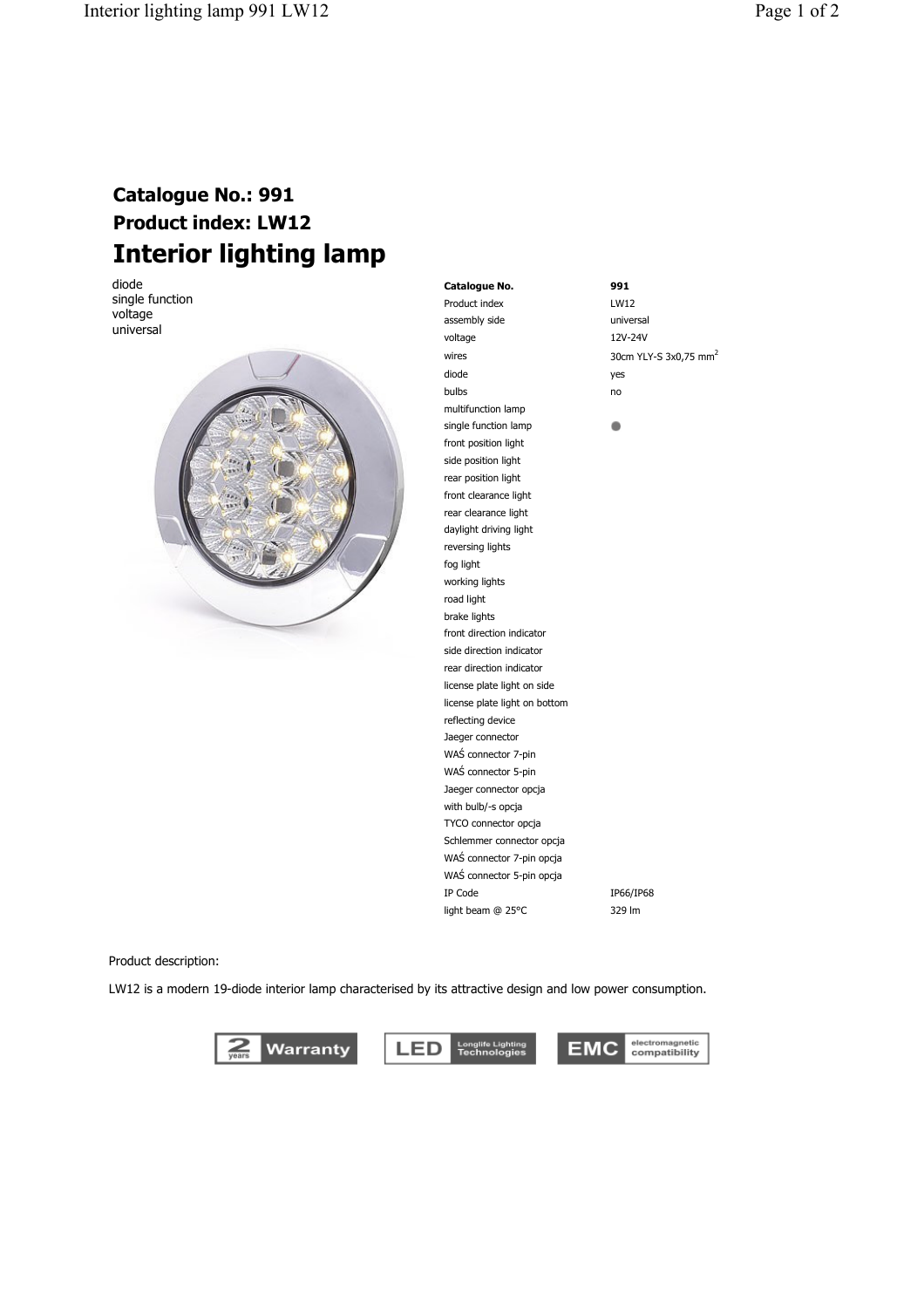## Catalogue No.: 991
## Product index: LW12
# Interior lighting lamp

diode
single function
voltage
universal

| Catalogue No. | 991 |
| --- | --- |
| Product index | LW12 |
| assembly side | universal |
| voltage | 12V-24V |
| wires | 30cm YLY-S 3x0,75 mm$^2$ |
| diode | yes |
| bulbs | no |
| multifunction lamp | |
| single function lamp | ● |
| front position light | |
| side position light | |
| rear position light | |
| front clearance light | |
| rear clearance light | |
| daylight driving light | |
| reversing lights | |
| fog light | |
| working lights | |
| road light | |
| brake lights | |
| front direction indicator | |
| side direction indicator | |
| rear direction indicator | |
| license plate light on side | |
| license plate light on bottom | |
| reflecting device | |
| Jaeger connector | |
| WAŚ connector 7-pin | |
| WAŚ connector 5-pin | |
| Jaeger connector opcja | |
| with bulb/-s opcja | |
| TYCO connector opcja | |
| Schlemmer connector opcja | |
| WAŚ connector 7-pin opcja | |
| WAŚ connector 5-pin opcja | |
| IP Code | IP66/IP68 |
| light beam @ 25°C | 329 lm |

Product description:

LW12 is a modern 19-diode interior lamp characterised by its attractive design and low power consumption.

2 years Warranty | LED Longlife Lighting Technologies | EMC electromagnetic compatibility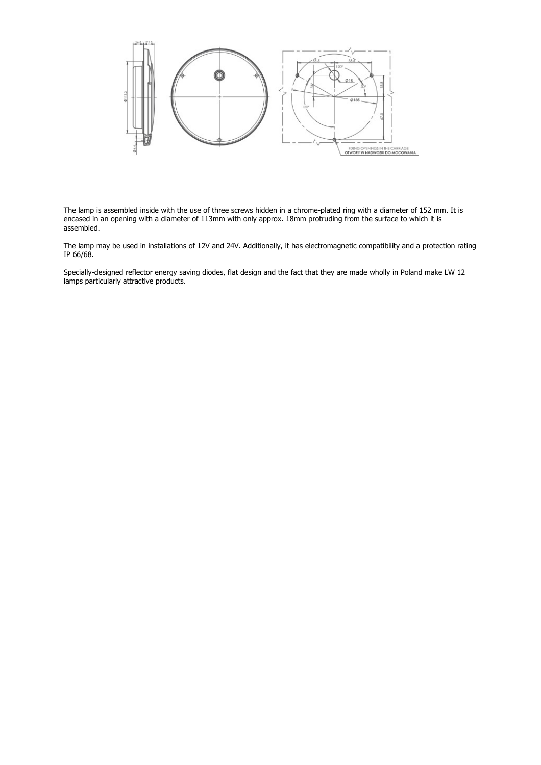FIXING OPENINGS IN THE CARRIAGE
OTWORY W NADWOZIU DO MOCOWANIA

The lamp is assembled inside with the use of three screws hidden in a chrome-plated ring with a diameter of 152 mm. It is encased in an opening with a diameter of 113mm with only approx. 18mm protruding from the surface to which it is assembled.

The lamp may be used in installations of 12V and 24V. Additionally, it has electromagnetic compatibility and a protection rating IP 66/68.

Specially-designed reflector energy saving diodes, flat design and the fact that they are made wholly in Poland make LW 12 lamps particularly attractive products.